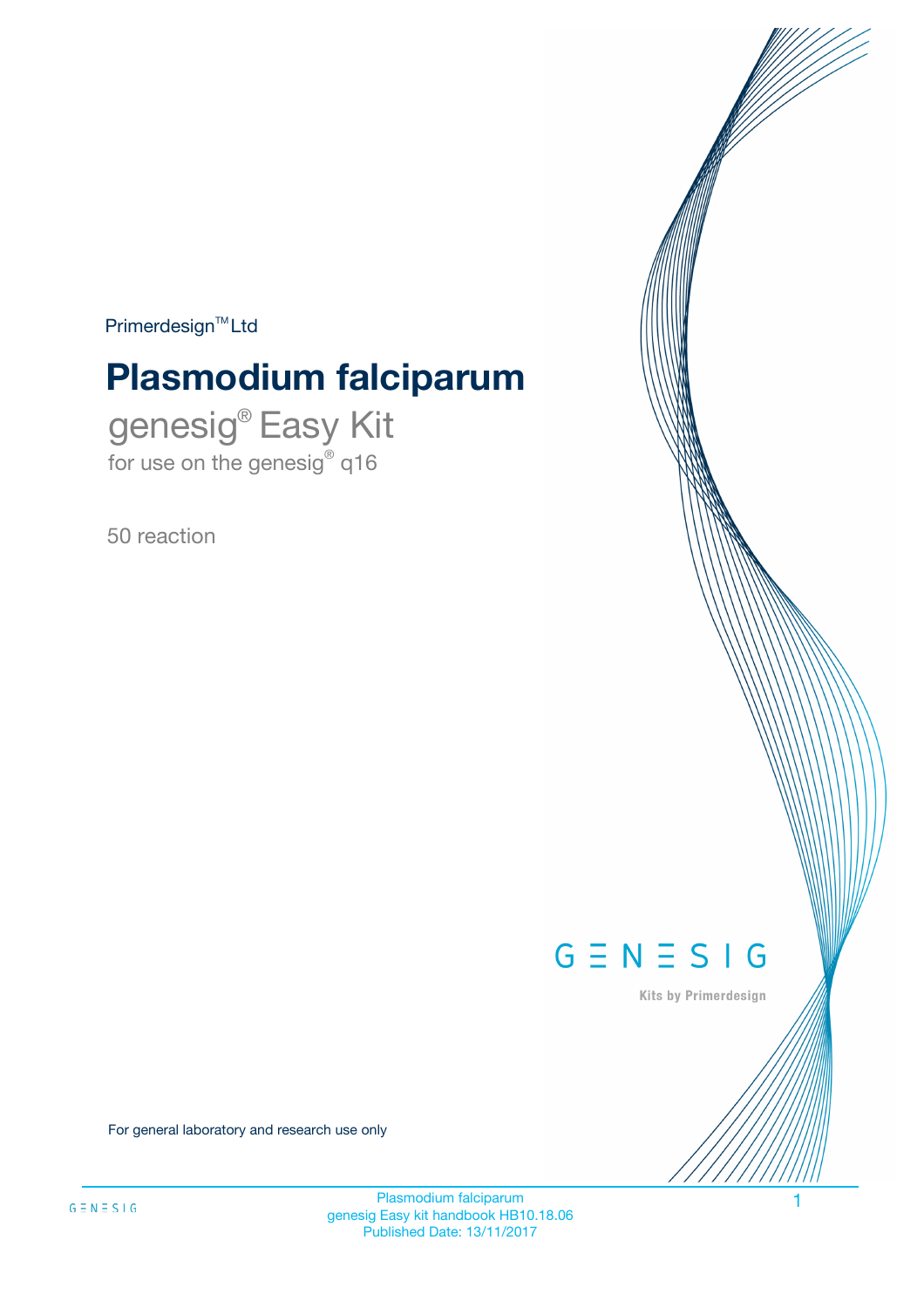Primerdesign™ Ltd

# Plasmodium falciparum

genesig® Easy Kit

for use on the genesig® q16

50 reaction

GENESIG

Kits by Primerdesign

For general laboratory and research use only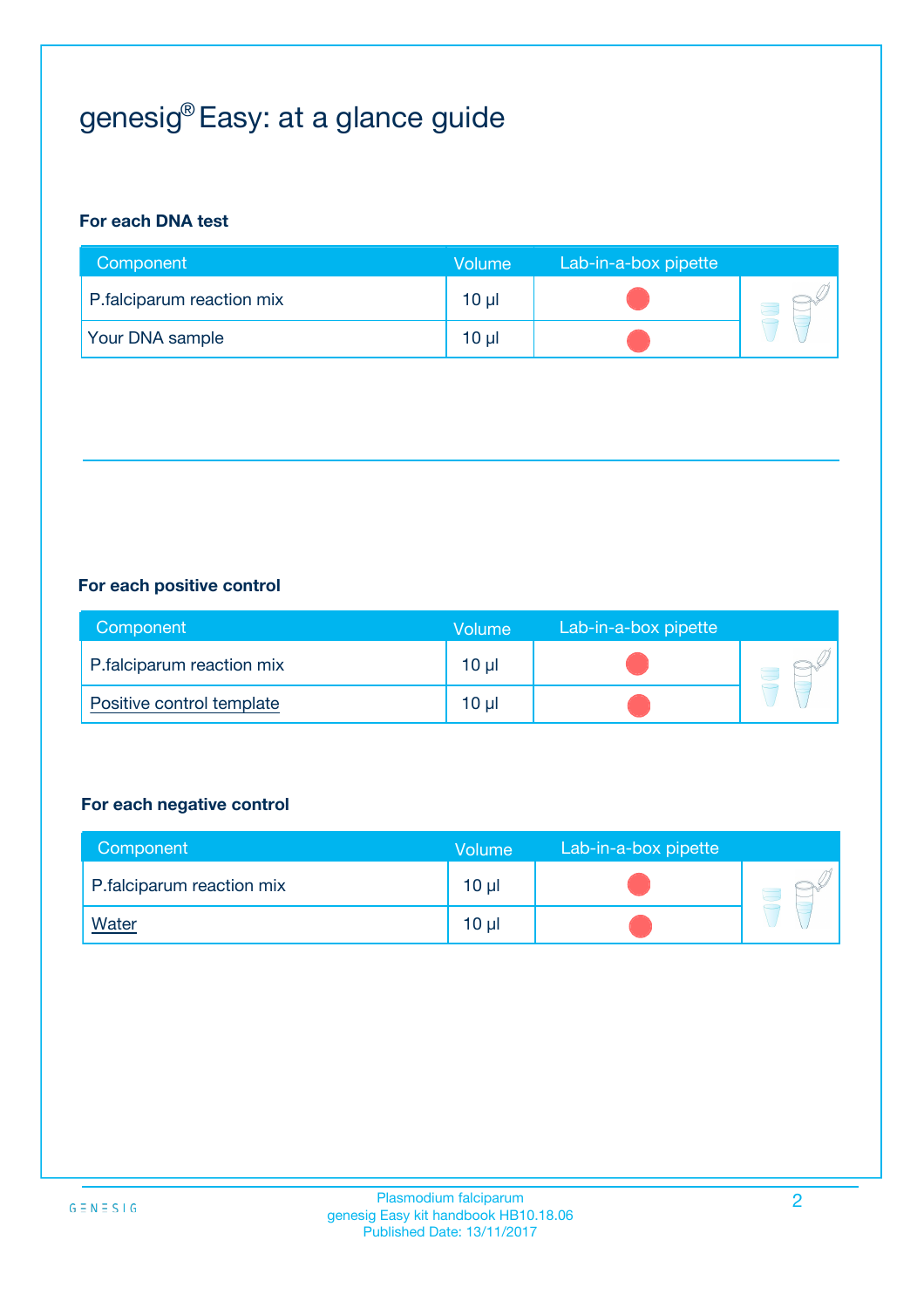# genesig® Easy: at a glance guide

**For each DNA test**

| Component | Volume | Lab-in-a-box pipette |
|---|---|---|
| P.falciparum reaction mix | 10 µl | |
| Your DNA sample | 10 µl | |

**For each positive control**

| Component | Volume | Lab-in-a-box pipette |
|---|---|---|
| P.falciparum reaction mix | 10 µl | |
| Positive control template | 10 µl | |

**For each negative control**

| Component | Volume | Lab-in-a-box pipette |
|---|---|---|
| P.falciparum reaction mix | 10 µl | |
| Water | 10 µl | |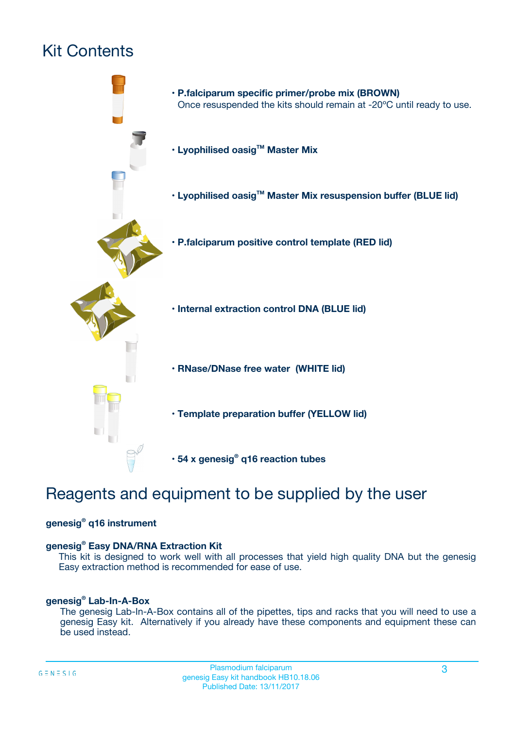# Kit Contents

- **P.falciparum specific primer/probe mix (BROWN)**
  Once resuspended the kits should remain at -20ºC until ready to use.
- **Lyophilised oasig™ Master Mix**
- **Lyophilised oasig™ Master Mix resuspension buffer (BLUE lid)**
- **P.falciparum positive control template (RED lid)**
- **Internal extraction control DNA (BLUE lid)**
- **RNase/DNase free water (WHITE lid)**
- **Template preparation buffer (YELLOW lid)**
- **54 x genesig® q16 reaction tubes**

# Reagents and equipment to be supplied by the user

**genesig® q16 instrument**

**genesig® Easy DNA/RNA Extraction Kit**
This kit is designed to work well with all processes that yield high quality DNA but the genesig Easy extraction method is recommended for ease of use.

**genesig® Lab-In-A-Box**
The genesig Lab-In-A-Box contains all of the pipettes, tips and racks that you will need to use a genesig Easy kit. Alternatively if you already have these components and equipment these can be used instead.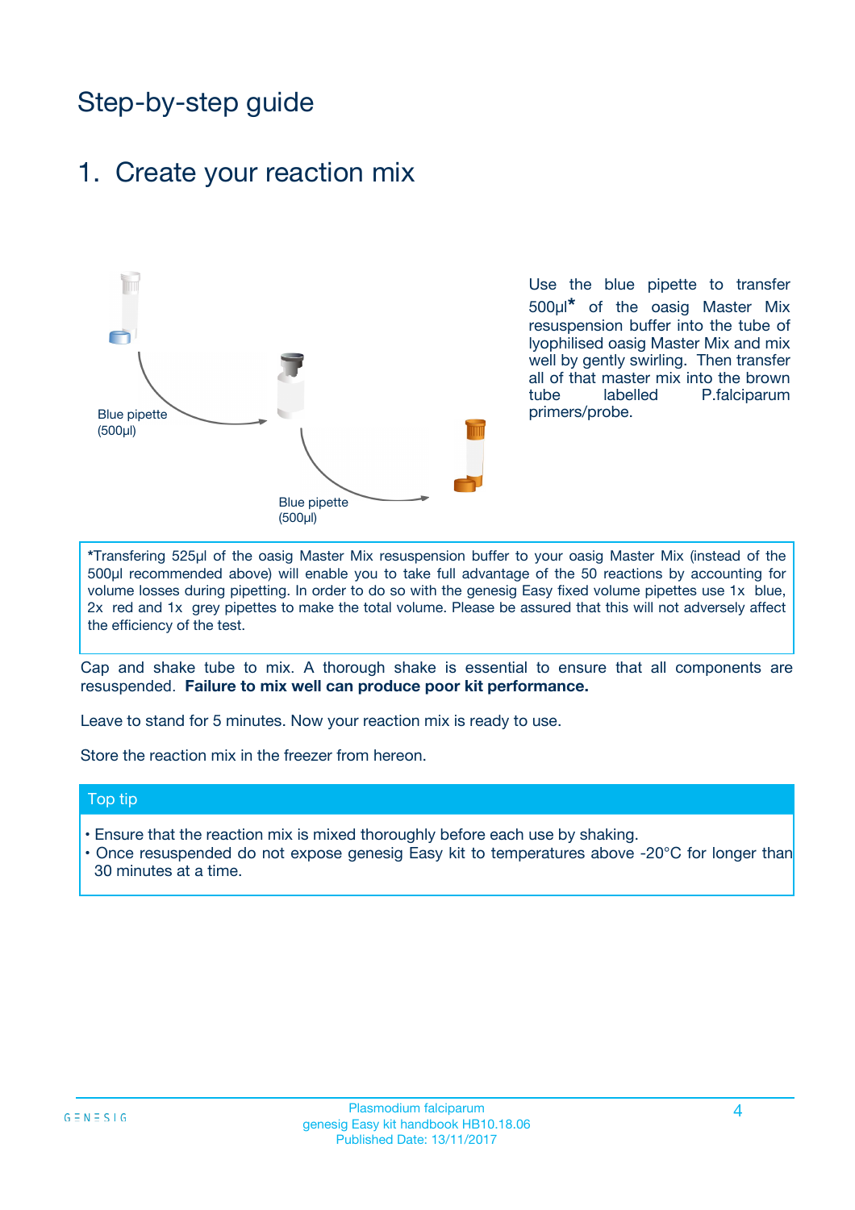# Step-by-step guide

## 1. Create your reaction mix

Blue pipette (500µl)

Blue pipette (500µl)

Use the blue pipette to transfer 500µl* of the oasig Master Mix resuspension buffer into the tube of lyophilised oasig Master Mix and mix well by gently swirling. Then transfer all of that master mix into the brown tube labelled P.falciparum primers/probe.

*Transfering 525µl of the oasig Master Mix resuspension buffer to your oasig Master Mix (instead of the 500µl recommended above) will enable you to take full advantage of the 50 reactions by accounting for volume losses during pipetting. In order to do so with the genesig Easy fixed volume pipettes use 1x blue, 2x red and 1x grey pipettes to make the total volume. Please be assured that this will not adversely affect the efficiency of the test.

Cap and shake tube to mix. A thorough shake is essential to ensure that all components are resuspended. **Failure to mix well can produce poor kit performance.**

Leave to stand for 5 minutes. Now your reaction mix is ready to use.

Store the reaction mix in the freezer from hereon.

**Top tip**

- Ensure that the reaction mix is mixed thoroughly before each use by shaking.
- Once resuspended do not expose genesig Easy kit to temperatures above -20°C for longer than 30 minutes at a time.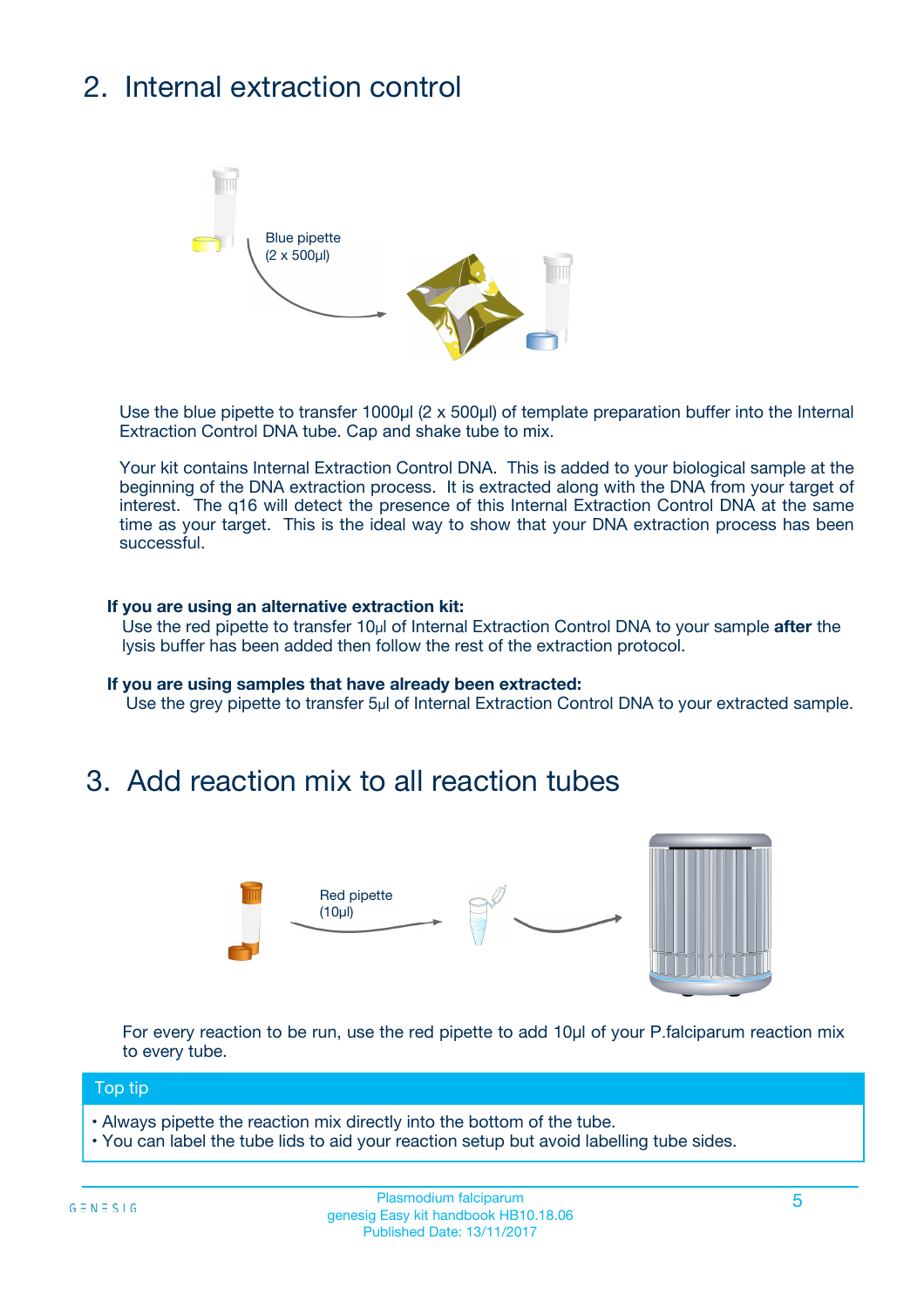## 2. Internal extraction control

Blue pipette
(2 x 500µl)

Use the blue pipette to transfer 1000µl (2 x 500µl) of template preparation buffer into the Internal Extraction Control DNA tube. Cap and shake tube to mix.

Your kit contains Internal Extraction Control DNA. This is added to your biological sample at the beginning of the DNA extraction process. It is extracted along with the DNA from your target of interest. The q16 will detect the presence of this Internal Extraction Control DNA at the same time as your target. This is the ideal way to show that your DNA extraction process has been successful.

**If you are using an alternative extraction kit:**
Use the red pipette to transfer 10µl of Internal Extraction Control DNA to your sample **after** the lysis buffer has been added then follow the rest of the extraction protocol.

**If you are using samples that have already been extracted:**
Use the grey pipette to transfer 5µl of Internal Extraction Control DNA to your extracted sample.

## 3. Add reaction mix to all reaction tubes

Red pipette
(10µl)

For every reaction to be run, use the red pipette to add 10µl of your P.falciparum reaction mix to every tube.

**Top tip**

- Always pipette the reaction mix directly into the bottom of the tube.
- You can label the tube lids to aid your reaction setup but avoid labelling tube sides.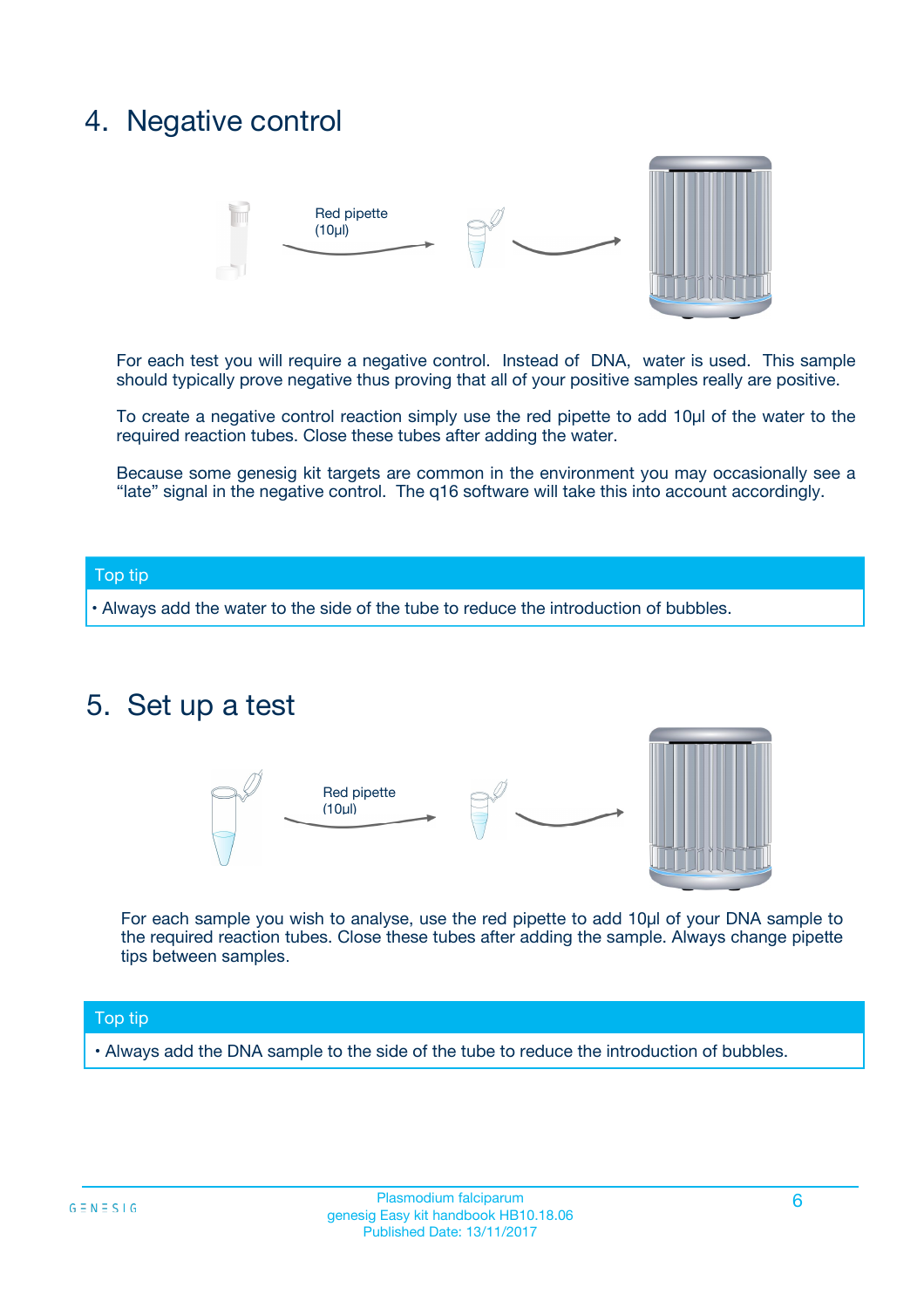## 4. Negative control

Red pipette (10µl)

For each test you will require a negative control. Instead of DNA, water is used. This sample should typically prove negative thus proving that all of your positive samples really are positive.

To create a negative control reaction simply use the red pipette to add 10µl of the water to the required reaction tubes. Close these tubes after adding the water.

Because some genesig kit targets are common in the environment you may occasionally see a "late" signal in the negative control. The q16 software will take this into account accordingly.

| Top tip |
| --- |
| • Always add the water to the side of the tube to reduce the introduction of bubbles. |

## 5. Set up a test

Red pipette (10µl)

For each sample you wish to analyse, use the red pipette to add 10µl of your DNA sample to the required reaction tubes. Close these tubes after adding the sample. Always change pipette tips between samples.

| Top tip |
| --- |
| • Always add the DNA sample to the side of the tube to reduce the introduction of bubbles. |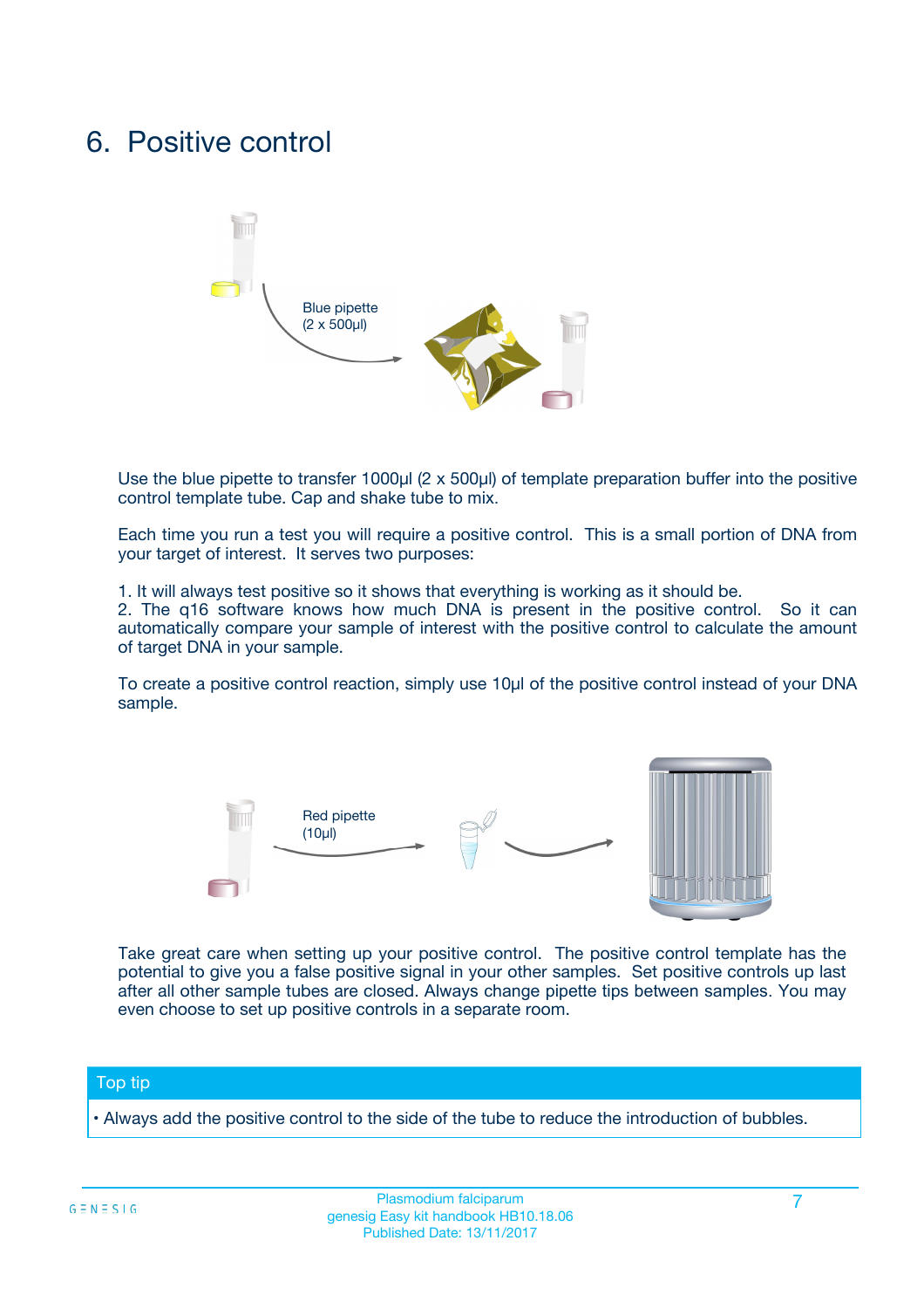# 6. Positive control

Blue pipette
(2 x 500µl)

Use the blue pipette to transfer 1000µl (2 x 500µl) of template preparation buffer into the positive control template tube. Cap and shake tube to mix.

Each time you run a test you will require a positive control. This is a small portion of DNA from your target of interest. It serves two purposes:

1. It will always test positive so it shows that everything is working as it should be.
2. The q16 software knows how much DNA is present in the positive control. So it can automatically compare your sample of interest with the positive control to calculate the amount of target DNA in your sample.

To create a positive control reaction, simply use 10µl of the positive control instead of your DNA sample.

Red pipette
(10µl)

Take great care when setting up your positive control. The positive control template has the potential to give you a false positive signal in your other samples. Set positive controls up last after all other sample tubes are closed. Always change pipette tips between samples. You may even choose to set up positive controls in a separate room.

**Top tip**

• Always add the positive control to the side of the tube to reduce the introduction of bubbles.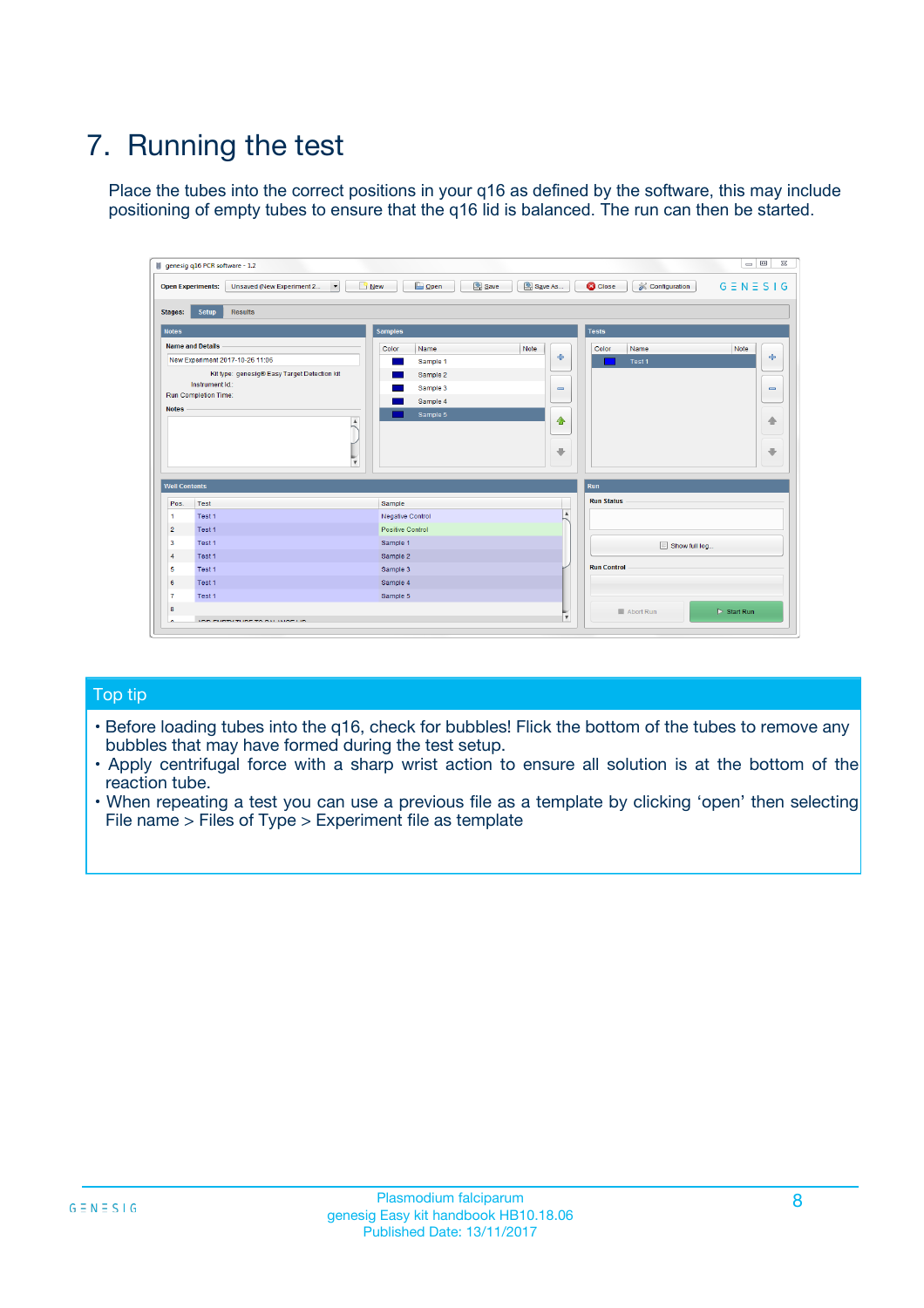# 7. Running the test

Place the tubes into the correct positions in your q16 as defined by the software, this may include positioning of empty tubes to ensure that the q16 lid is balanced. The run can then be started.

## Top tip

- Before loading tubes into the q16, check for bubbles! Flick the bottom of the tubes to remove any bubbles that may have formed during the test setup.
- Apply centrifugal force with a sharp wrist action to ensure all solution is at the bottom of the reaction tube.
- When repeating a test you can use a previous file as a template by clicking 'open' then selecting File name > Files of Type > Experiment file as template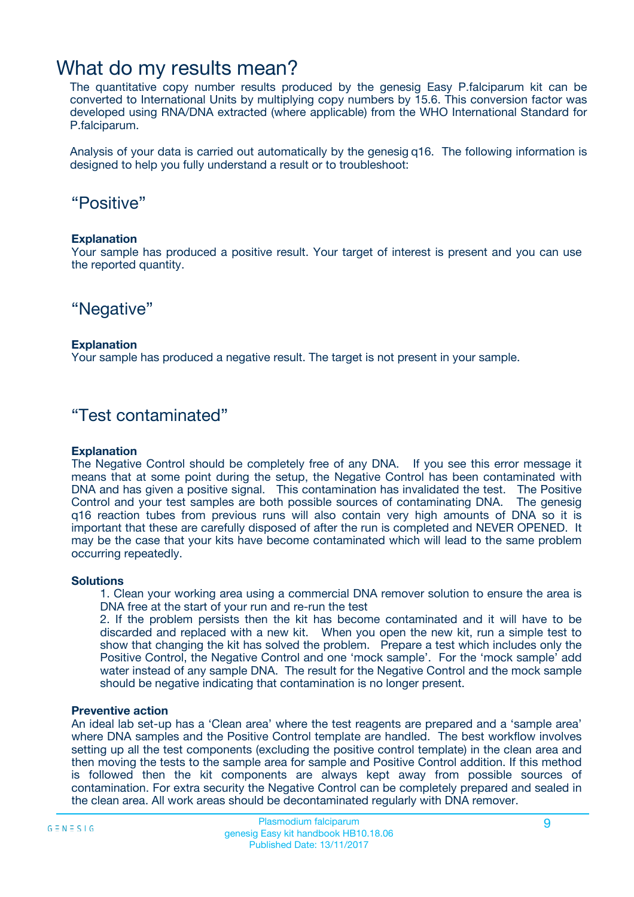# What do my results mean?

The quantitative copy number results produced by the genesig Easy P.falciparum kit can be converted to International Units by multiplying copy numbers by 15.6. This conversion factor was developed using RNA/DNA extracted (where applicable) from the WHO International Standard for P.falciparum.

Analysis of your data is carried out automatically by the genesig q16. The following information is designed to help you fully understand a result or to troubleshoot:

## “Positive”

**Explanation**
Your sample has produced a positive result. Your target of interest is present and you can use the reported quantity.

## “Negative”

**Explanation**
Your sample has produced a negative result. The target is not present in your sample.

## “Test contaminated”

**Explanation**
The Negative Control should be completely free of any DNA. If you see this error message it means that at some point during the setup, the Negative Control has been contaminated with DNA and has given a positive signal. This contamination has invalidated the test. The Positive Control and your test samples are both possible sources of contaminating DNA. The genesig q16 reaction tubes from previous runs will also contain very high amounts of DNA so it is important that these are carefully disposed of after the run is completed and NEVER OPENED. It may be the case that your kits have become contaminated which will lead to the same problem occurring repeatedly.

**Solutions**

1. Clean your working area using a commercial DNA remover solution to ensure the area is DNA free at the start of your run and re-run the test
2. If the problem persists then the kit has become contaminated and it will have to be discarded and replaced with a new kit. When you open the new kit, run a simple test to show that changing the kit has solved the problem. Prepare a test which includes only the Positive Control, the Negative Control and one ‘mock sample’. For the ‘mock sample’ add water instead of any sample DNA. The result for the Negative Control and the mock sample should be negative indicating that contamination is no longer present.

**Preventive action**
An ideal lab set-up has a ‘Clean area’ where the test reagents are prepared and a ‘sample area’ where DNA samples and the Positive Control template are handled. The best workflow involves setting up all the test components (excluding the positive control template) in the clean area and then moving the tests to the sample area for sample and Positive Control addition. If this method is followed then the kit components are always kept away from possible sources of contamination. For extra security the Negative Control can be completely prepared and sealed in the clean area. All work areas should be decontaminated regularly with DNA remover.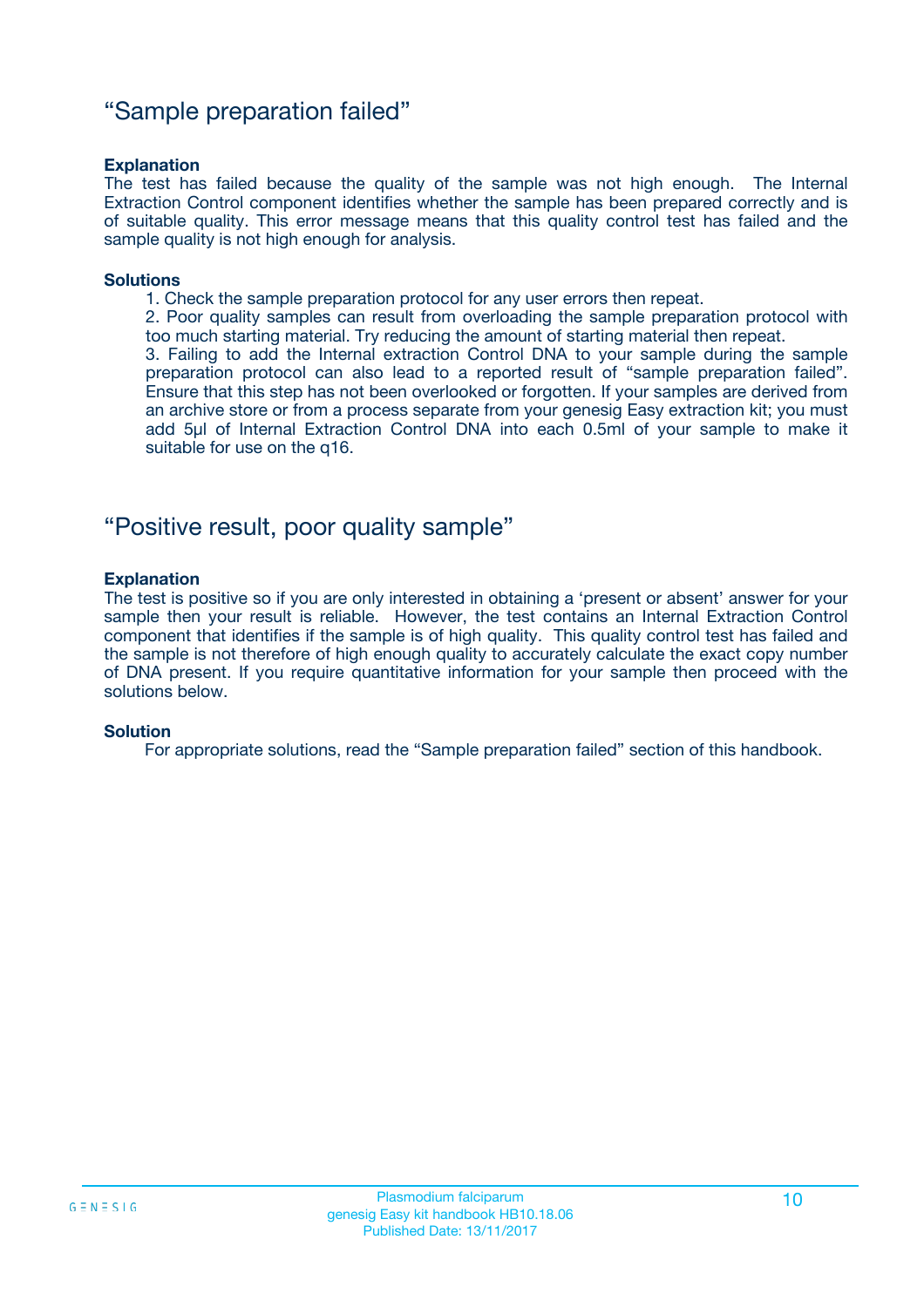## "Sample preparation failed"

**Explanation**

The test has failed because the quality of the sample was not high enough. The Internal Extraction Control component identifies whether the sample has been prepared correctly and is of suitable quality. This error message means that this quality control test has failed and the sample quality is not high enough for analysis.

**Solutions**

1. Check the sample preparation protocol for any user errors then repeat.
2. Poor quality samples can result from overloading the sample preparation protocol with too much starting material. Try reducing the amount of starting material then repeat.
3. Failing to add the Internal extraction Control DNA to your sample during the sample preparation protocol can also lead to a reported result of "sample preparation failed". Ensure that this step has not been overlooked or forgotten. If your samples are derived from an archive store or from a process separate from your genesig Easy extraction kit; you must add 5µl of Internal Extraction Control DNA into each 0.5ml of your sample to make it suitable for use on the q16.

## "Positive result, poor quality sample"

**Explanation**

The test is positive so if you are only interested in obtaining a 'present or absent' answer for your sample then your result is reliable. However, the test contains an Internal Extraction Control component that identifies if the sample is of high quality. This quality control test has failed and the sample is not therefore of high enough quality to accurately calculate the exact copy number of DNA present. If you require quantitative information for your sample then proceed with the solutions below.

**Solution**

For appropriate solutions, read the "Sample preparation failed" section of this handbook.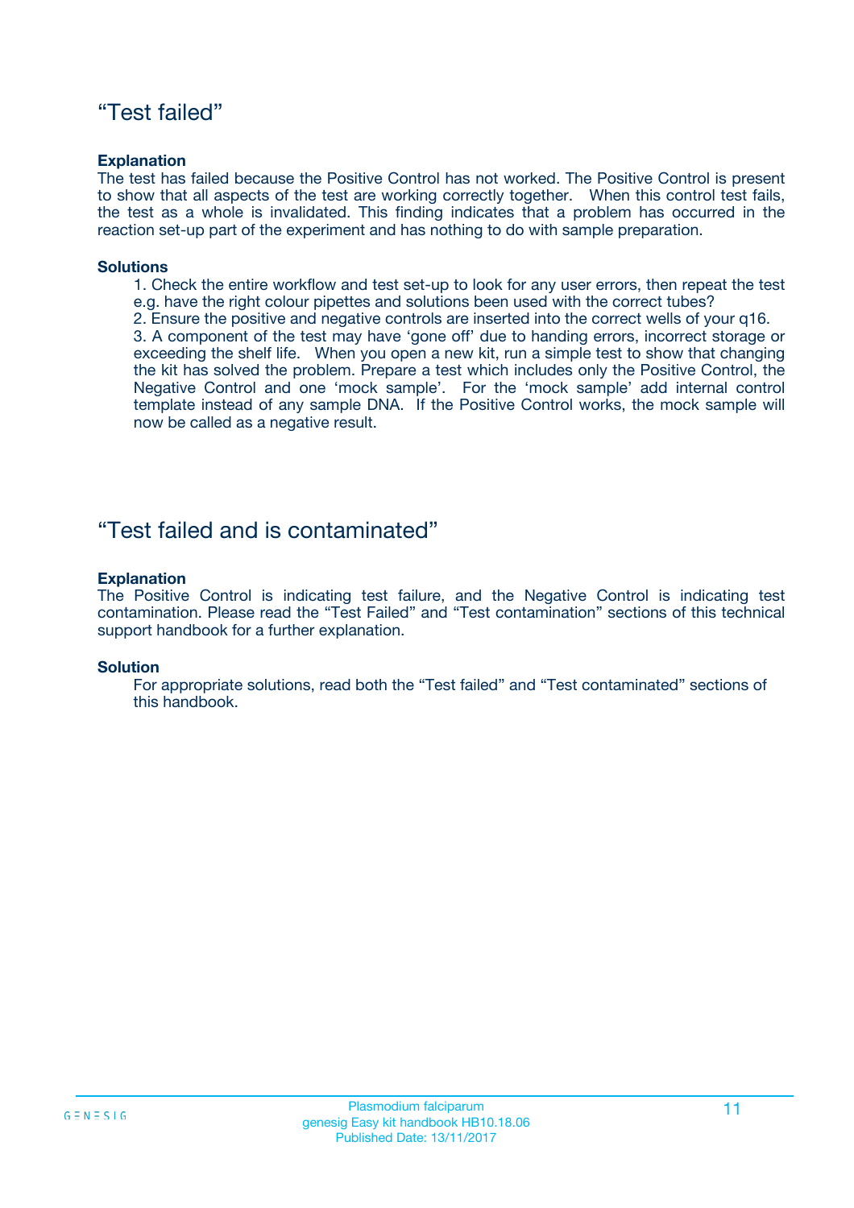## “Test failed”

**Explanation**

The test has failed because the Positive Control has not worked. The Positive Control is present to show that all aspects of the test are working correctly together. When this control test fails, the test as a whole is invalidated. This finding indicates that a problem has occurred in the reaction set-up part of the experiment and has nothing to do with sample preparation.

**Solutions**

1. Check the entire workflow and test set-up to look for any user errors, then repeat the test e.g. have the right colour pipettes and solutions been used with the correct tubes?
2. Ensure the positive and negative controls are inserted into the correct wells of your q16.
3. A component of the test may have ‘gone off’ due to handing errors, incorrect storage or exceeding the shelf life. When you open a new kit, run a simple test to show that changing the kit has solved the problem. Prepare a test which includes only the Positive Control, the Negative Control and one ‘mock sample’. For the ‘mock sample’ add internal control template instead of any sample DNA. If the Positive Control works, the mock sample will now be called as a negative result.

## “Test failed and is contaminated”

**Explanation**

The Positive Control is indicating test failure, and the Negative Control is indicating test contamination. Please read the “Test Failed” and “Test contamination” sections of this technical support handbook for a further explanation.

**Solution**

For appropriate solutions, read both the “Test failed” and “Test contaminated” sections of this handbook.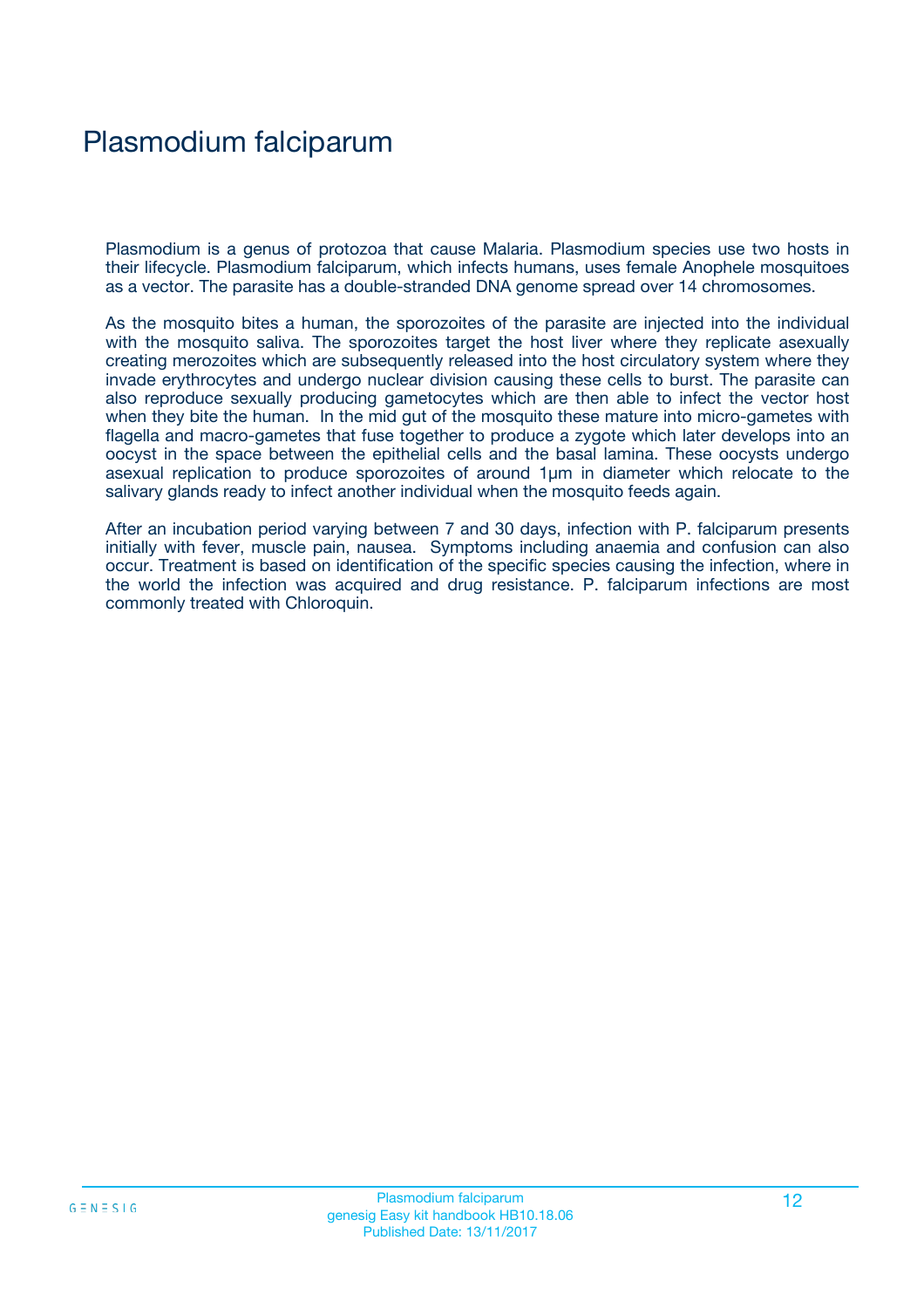# Plasmodium falciparum

Plasmodium is a genus of protozoa that cause Malaria. Plasmodium species use two hosts in their lifecycle. Plasmodium falciparum, which infects humans, uses female Anophele mosquitoes as a vector. The parasite has a double-stranded DNA genome spread over 14 chromosomes.

As the mosquito bites a human, the sporozoites of the parasite are injected into the individual with the mosquito saliva. The sporozoites target the host liver where they replicate asexually creating merozoites which are subsequently released into the host circulatory system where they invade erythrocytes and undergo nuclear division causing these cells to burst. The parasite can also reproduce sexually producing gametocytes which are then able to infect the vector host when they bite the human. In the mid gut of the mosquito these mature into micro-gametes with flagella and macro-gametes that fuse together to produce a zygote which later develops into an oocyst in the space between the epithelial cells and the basal lamina. These oocysts undergo asexual replication to produce sporozoites of around 1µm in diameter which relocate to the salivary glands ready to infect another individual when the mosquito feeds again.

After an incubation period varying between 7 and 30 days, infection with P. falciparum presents initially with fever, muscle pain, nausea. Symptoms including anaemia and confusion can also occur. Treatment is based on identification of the specific species causing the infection, where in the world the infection was acquired and drug resistance. P. falciparum infections are most commonly treated with Chloroquin.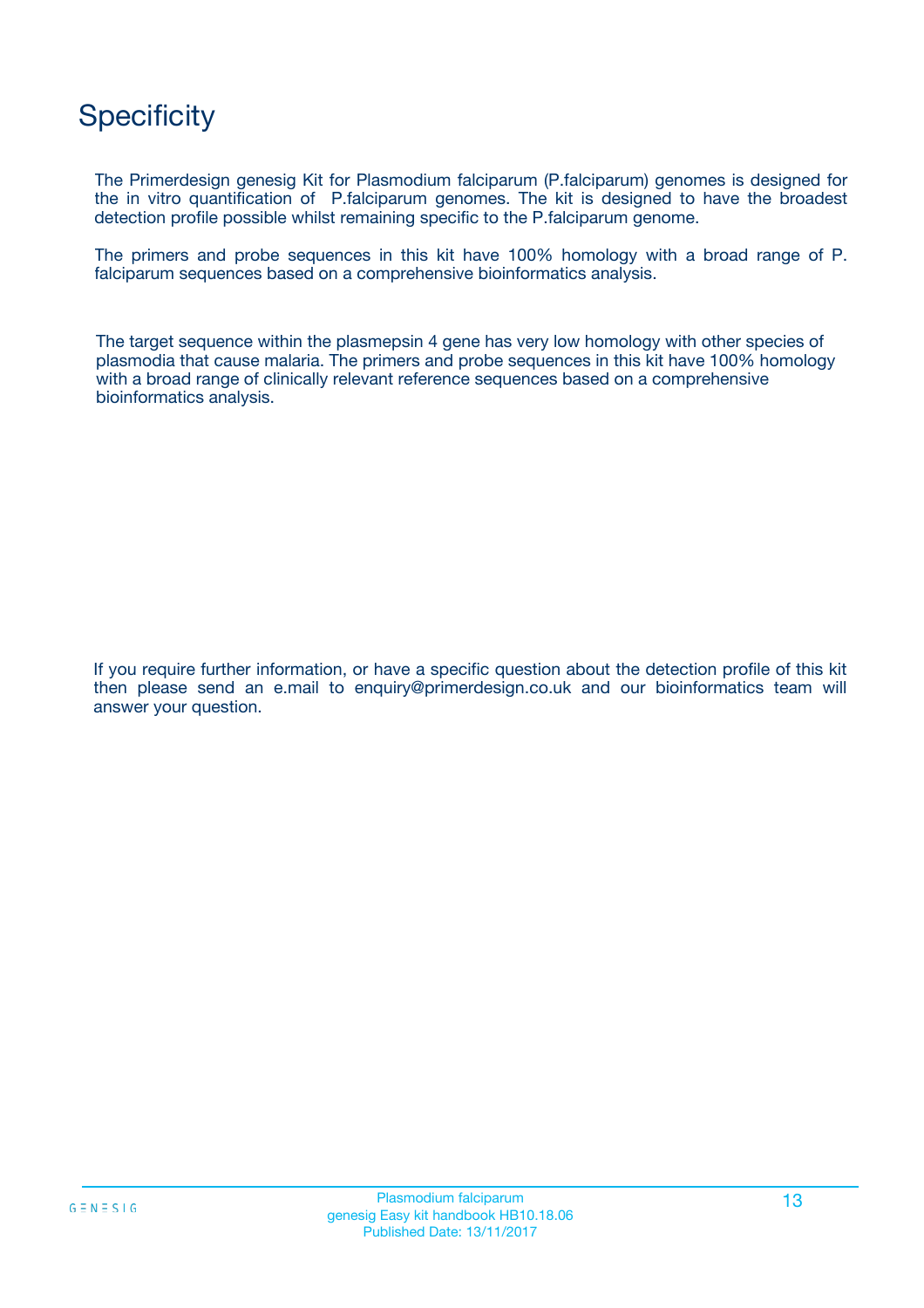# Specificity

The Primerdesign genesig Kit for Plasmodium falciparum (P.falciparum) genomes is designed for the in vitro quantification of P.falciparum genomes. The kit is designed to have the broadest detection profile possible whilst remaining specific to the P.falciparum genome.

The primers and probe sequences in this kit have 100% homology with a broad range of P. falciparum sequences based on a comprehensive bioinformatics analysis.

The target sequence within the plasmepsin 4 gene has very low homology with other species of plasmodia that cause malaria. The primers and probe sequences in this kit have 100% homology with a broad range of clinically relevant reference sequences based on a comprehensive bioinformatics analysis.

If you require further information, or have a specific question about the detection profile of this kit then please send an e.mail to enquiry@primerdesign.co.uk and our bioinformatics team will answer your question.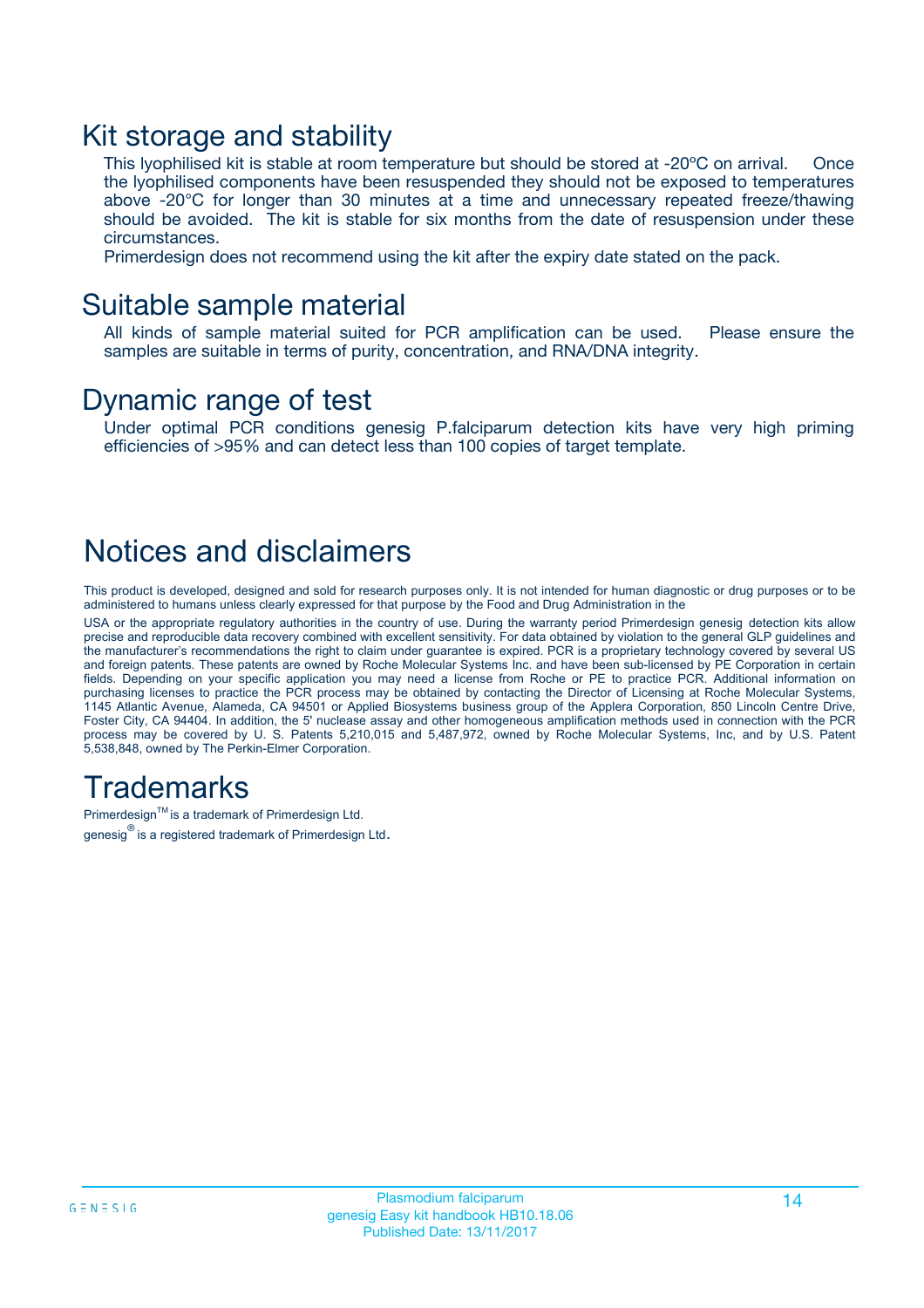## Kit storage and stability

This lyophilised kit is stable at room temperature but should be stored at -20ºC on arrival. Once the lyophilised components have been resuspended they should not be exposed to temperatures above -20°C for longer than 30 minutes at a time and unnecessary repeated freeze/thawing should be avoided. The kit is stable for six months from the date of resuspension under these circumstances.

Primerdesign does not recommend using the kit after the expiry date stated on the pack.

## Suitable sample material

All kinds of sample material suited for PCR amplification can be used. Please ensure the samples are suitable in terms of purity, concentration, and RNA/DNA integrity.

## Dynamic range of test

Under optimal PCR conditions genesig P.falciparum detection kits have very high priming efficiencies of >95% and can detect less than 100 copies of target template.

# Notices and disclaimers

This product is developed, designed and sold for research purposes only. It is not intended for human diagnostic or drug purposes or to be administered to humans unless clearly expressed for that purpose by the Food and Drug Administration in the

USA or the appropriate regulatory authorities in the country of use. During the warranty period Primerdesign genesig detection kits allow precise and reproducible data recovery combined with excellent sensitivity. For data obtained by violation to the general GLP guidelines and the manufacturer's recommendations the right to claim under guarantee is expired. PCR is a proprietary technology covered by several US and foreign patents. These patents are owned by Roche Molecular Systems Inc. and have been sub-licensed by PE Corporation in certain fields. Depending on your specific application you may need a license from Roche or PE to practice PCR. Additional information on purchasing licenses to practice the PCR process may be obtained by contacting the Director of Licensing at Roche Molecular Systems, 1145 Atlantic Avenue, Alameda, CA 94501 or Applied Biosystems business group of the Applera Corporation, 850 Lincoln Centre Drive, Foster City, CA 94404. In addition, the 5' nuclease assay and other homogeneous amplification methods used in connection with the PCR process may be covered by U. S. Patents 5,210,015 and 5,487,972, owned by Roche Molecular Systems, Inc, and by U.S. Patent 5,538,848, owned by The Perkin-Elmer Corporation.

# Trademarks

Primerdesign™ is a trademark of Primerdesign Ltd.

genesig® is a registered trademark of Primerdesign Ltd.